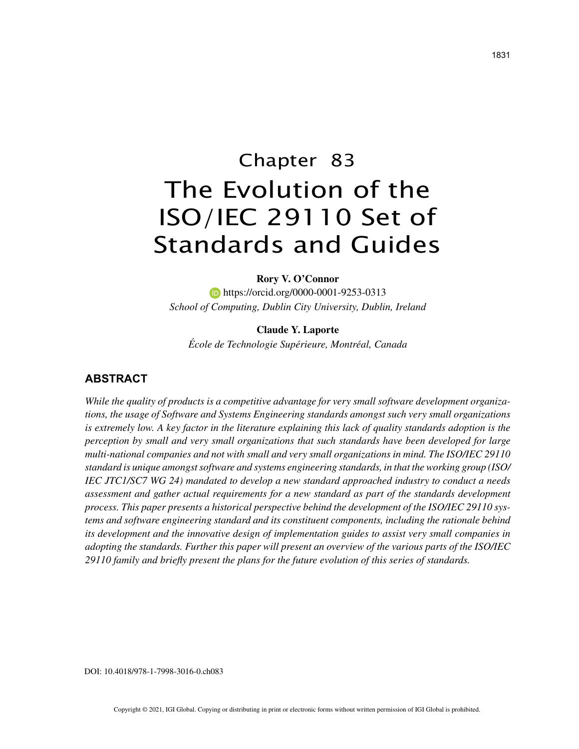# Chapter 83
# The Evolution of the ISO/IEC 29110 Set of Standards and Guides

**Rory V. O'Connor**
https://orcid.org/0000-0001-9253-0313
*School of Computing, Dublin City University, Dublin, Ireland*

**Claude Y. Laporte**
*École de Technologie Supérieure, Montréal, Canada*

## ABSTRACT

*While the quality of products is a competitive advantage for very small software development organizations, the usage of Software and Systems Engineering standards amongst such very small organizations is extremely low. A key factor in the literature explaining this lack of quality standards adoption is the perception by small and very small organizations that such standards have been developed for large multi-national companies and not with small and very small organizations in mind. The ISO/IEC 29110 standard is unique amongst software and systems engineering standards, in that the working group (ISO/IEC JTC1/SC7 WG 24) mandated to develop a new standard approached industry to conduct a needs assessment and gather actual requirements for a new standard as part of the standards development process. This paper presents a historical perspective behind the development of the ISO/IEC 29110 systems and software engineering standard and its constituent components, including the rationale behind its development and the innovative design of implementation guides to assist very small companies in adopting the standards. Further this paper will present an overview of the various parts of the ISO/IEC 29110 family and briefly present the plans for the future evolution of this series of standards.*

DOI: 10.4018/978-1-7998-3016-0.ch083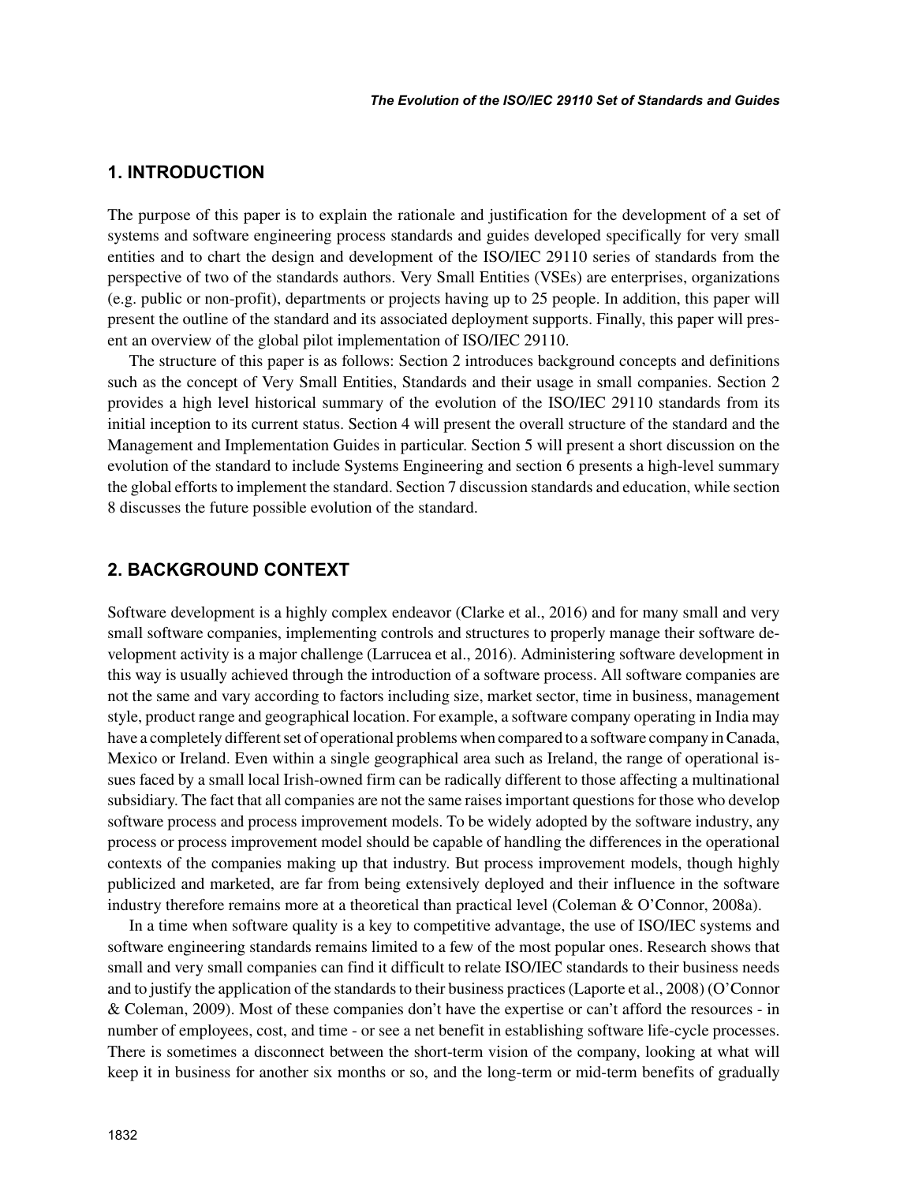## 1. INTRODUCTION

The purpose of this paper is to explain the rationale and justification for the development of a set of systems and software engineering process standards and guides developed specifically for very small entities and to chart the design and development of the ISO/IEC 29110 series of standards from the perspective of two of the standards authors. Very Small Entities (VSEs) are enterprises, organizations (e.g. public or non-profit), departments or projects having up to 25 people. In addition, this paper will present the outline of the standard and its associated deployment supports. Finally, this paper will present an overview of the global pilot implementation of ISO/IEC 29110.

The structure of this paper is as follows: Section 2 introduces background concepts and definitions such as the concept of Very Small Entities, Standards and their usage in small companies. Section 2 provides a high level historical summary of the evolution of the ISO/IEC 29110 standards from its initial inception to its current status. Section 4 will present the overall structure of the standard and the Management and Implementation Guides in particular. Section 5 will present a short discussion on the evolution of the standard to include Systems Engineering and section 6 presents a high-level summary the global efforts to implement the standard. Section 7 discussion standards and education, while section 8 discusses the future possible evolution of the standard.

## 2. BACKGROUND CONTEXT

Software development is a highly complex endeavor (Clarke et al., 2016) and for many small and very small software companies, implementing controls and structures to properly manage their software development activity is a major challenge (Larrucea et al., 2016). Administering software development in this way is usually achieved through the introduction of a software process. All software companies are not the same and vary according to factors including size, market sector, time in business, management style, product range and geographical location. For example, a software company operating in India may have a completely different set of operational problems when compared to a software company in Canada, Mexico or Ireland. Even within a single geographical area such as Ireland, the range of operational issues faced by a small local Irish-owned firm can be radically different to those affecting a multinational subsidiary. The fact that all companies are not the same raises important questions for those who develop software process and process improvement models. To be widely adopted by the software industry, any process or process improvement model should be capable of handling the differences in the operational contexts of the companies making up that industry. But process improvement models, though highly publicized and marketed, are far from being extensively deployed and their influence in the software industry therefore remains more at a theoretical than practical level (Coleman & O'Connor, 2008a).

In a time when software quality is a key to competitive advantage, the use of ISO/IEC systems and software engineering standards remains limited to a few of the most popular ones. Research shows that small and very small companies can find it difficult to relate ISO/IEC standards to their business needs and to justify the application of the standards to their business practices (Laporte et al., 2008) (O'Connor & Coleman, 2009). Most of these companies don't have the expertise or can't afford the resources - in number of employees, cost, and time - or see a net benefit in establishing software life-cycle processes. There is sometimes a disconnect between the short-term vision of the company, looking at what will keep it in business for another six months or so, and the long-term or mid-term benefits of gradually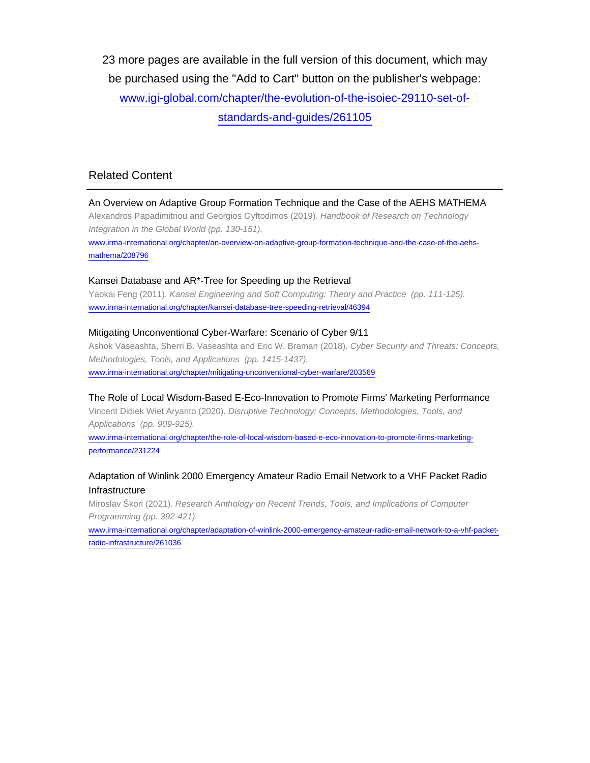23 more pages are available in the full version of this document, which may be purchased using the "Add to Cart" button on the publisher's webpage: [www.igi-global.com/chapter/the-evolution-of-the-isoiec-29110-set-of-standards-and-guides/261105](www.igi-global.com/chapter/the-evolution-of-the-isoiec-29110-set-of-standards-and-guides/261105)

## Related Content

An Overview on Adaptive Group Formation Technique and the Case of the AEHS MATHEMA
Alexandros Papadimitriou and Georgios Gyftodimos (2019). *Handbook of Research on Technology Integration in the Global World (pp. 130-151).*
[www.irma-international.org/chapter/an-overview-on-adaptive-group-formation-technique-and-the-case-of-the-aehs-mathema/208796](www.irma-international.org/chapter/an-overview-on-adaptive-group-formation-technique-and-the-case-of-the-aehs-mathema/208796)

Kansei Database and AR*-Tree for Speeding up the Retrieval
Yaokai Feng (2011). *Kansei Engineering and Soft Computing: Theory and Practice (pp. 111-125).*
[www.irma-international.org/chapter/kansei-database-tree-speeding-retrieval/46394](www.irma-international.org/chapter/kansei-database-tree-speeding-retrieval/46394)

Mitigating Unconventional Cyber-Warfare: Scenario of Cyber 9/11
Ashok Vaseashta, Sherri B. Vaseashta and Eric W. Braman (2018). *Cyber Security and Threats: Concepts, Methodologies, Tools, and Applications (pp. 1415-1437).*
[www.irma-international.org/chapter/mitigating-unconventional-cyber-warfare/203569](www.irma-international.org/chapter/mitigating-unconventional-cyber-warfare/203569)

The Role of Local Wisdom-Based E-Eco-Innovation to Promote Firms' Marketing Performance
Vincent Didiek Wiet Aryanto (2020). *Disruptive Technology: Concepts, Methodologies, Tools, and Applications (pp. 909-925).*
[www.irma-international.org/chapter/the-role-of-local-wisdom-based-e-eco-innovation-to-promote-firms-marketing-performance/231224](www.irma-international.org/chapter/the-role-of-local-wisdom-based-e-eco-innovation-to-promote-firms-marketing-performance/231224)

Adaptation of Winlink 2000 Emergency Amateur Radio Email Network to a VHF Packet Radio Infrastructure
Miroslav Škori (2021). *Research Anthology on Recent Trends, Tools, and Implications of Computer Programming (pp. 392-421).*
[www.irma-international.org/chapter/adaptation-of-winlink-2000-emergency-amateur-radio-email-network-to-a-vhf-packet-radio-infrastructure/261036](www.irma-international.org/chapter/adaptation-of-winlink-2000-emergency-amateur-radio-email-network-to-a-vhf-packet-radio-infrastructure/261036)